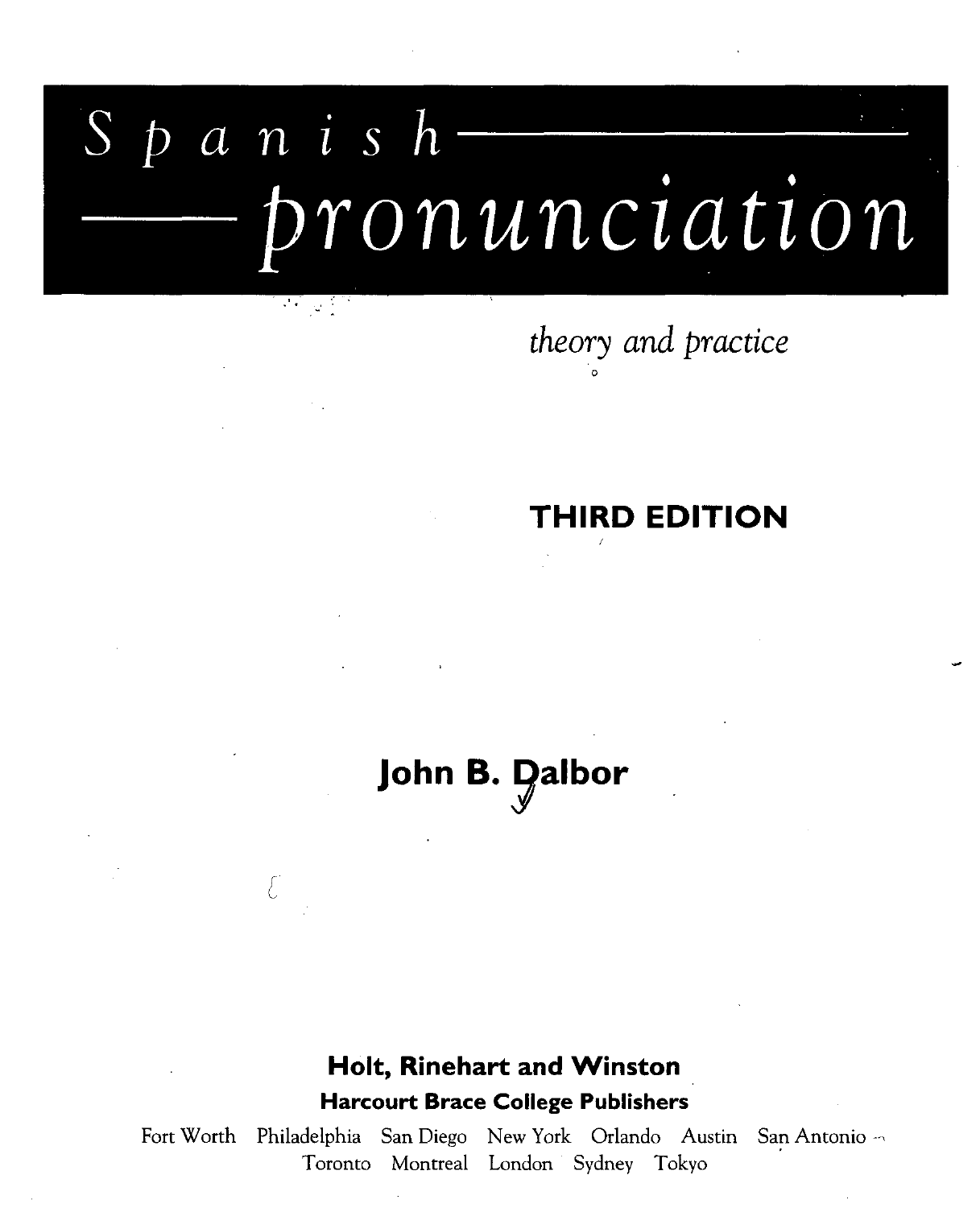# Spanish pronunciation

*theory and practice*

**THIRD EDITION**

**John B. Dalbor**

**Holt, Rinehart and Winston**

**Harcourt Brace College Publishers**

Fort Worth Philadelphia San Diego New York Orlando Austin San Antonio
Toronto Montreal London Sydney Tokyo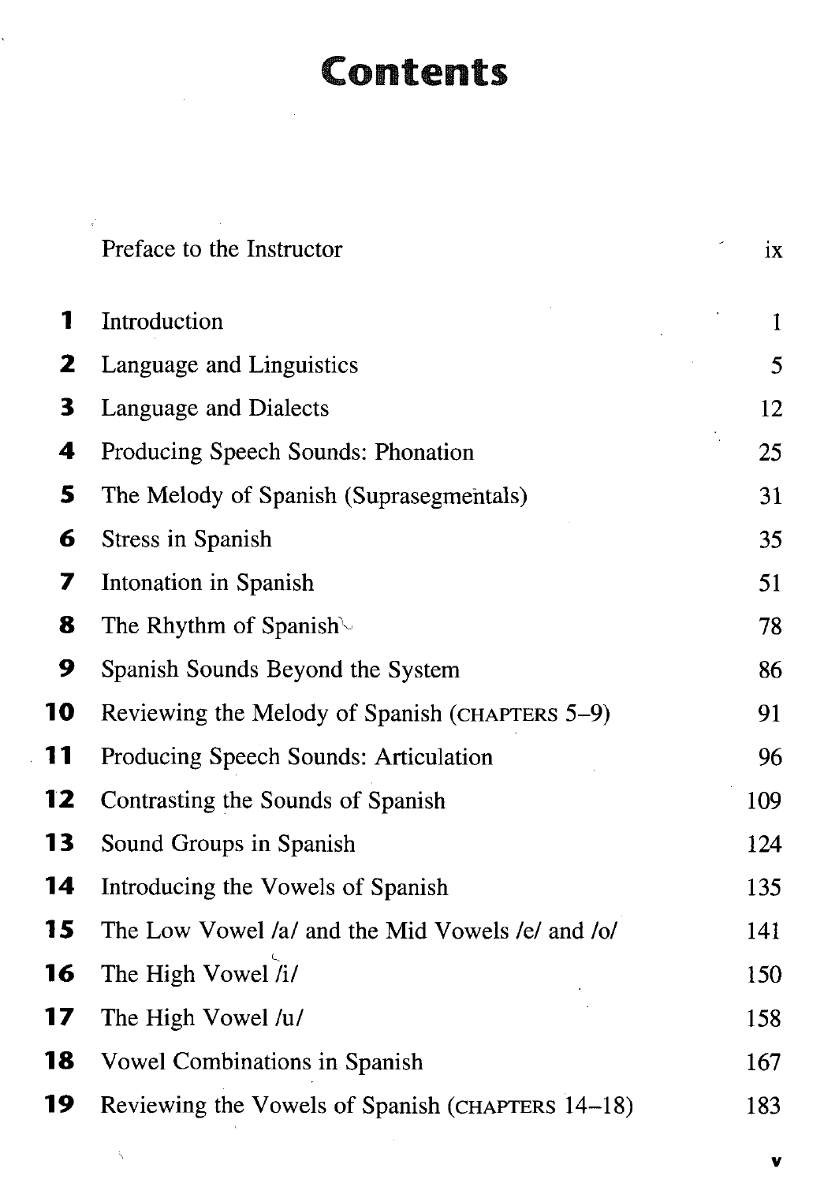# Contents

| | | |
|---|---|---|
| | Preface to the Instructor | ix |
| **1** | Introduction | 1 |
| **2** | Language and Linguistics | 5 |
| **3** | Language and Dialects | 12 |
| **4** | Producing Speech Sounds: Phonation | 25 |
| **5** | The Melody of Spanish (Suprasegmentals) | 31 |
| **6** | Stress in Spanish | 35 |
| **7** | Intonation in Spanish | 51 |
| **8** | The Rhythm of Spanish | 78 |
| **9** | Spanish Sounds Beyond the System | 86 |
| **10** | Reviewing the Melody of Spanish (CHAPTERS 5–9) | 91 |
| **11** | Producing Speech Sounds: Articulation | 96 |
| **12** | Contrasting the Sounds of Spanish | 109 |
| **13** | Sound Groups in Spanish | 124 |
| **14** | Introducing the Vowels of Spanish | 135 |
| **15** | The Low Vowel /a/ and the Mid Vowels /e/ and /o/ | 141 |
| **16** | The High Vowel /i/ | 150 |
| **17** | The High Vowel /u/ | 158 |
| **18** | Vowel Combinations in Spanish | 167 |
| **19** | Reviewing the Vowels of Spanish (CHAPTERS 14–18) | 183 |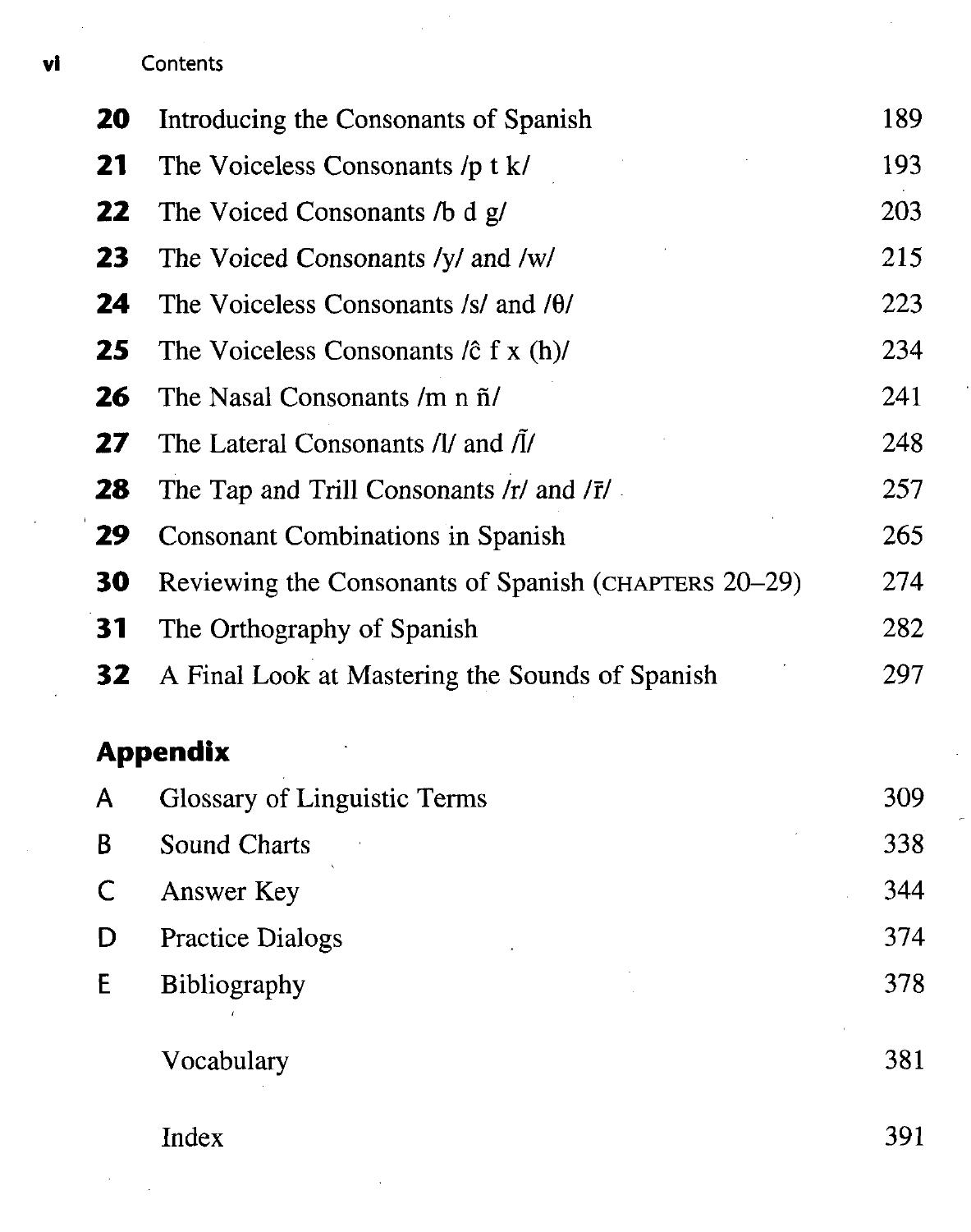| | | |
|---|---|---|
| **20** | Introducing the Consonants of Spanish | 189 |
| **21** | The Voiceless Consonants /p t k/ | 193 |
| **22** | The Voiced Consonants /b d g/ | 203 |
| **23** | The Voiced Consonants /y/ and /w/ | 215 |
| **24** | The Voiceless Consonants /s/ and /θ/ | 223 |
| **25** | The Voiceless Consonants /ĉ f x (h)/ | 234 |
| **26** | The Nasal Consonants /m n ñ/ | 241 |
| **27** | The Lateral Consonants /l/ and /l̃/ | 248 |
| **28** | The Tap and Trill Consonants /r/ and /r̄/ | 257 |
| **29** | Consonant Combinations in Spanish | 265 |
| **30** | Reviewing the Consonants of Spanish (CHAPTERS 20–29) | 274 |
| **31** | The Orthography of Spanish | 282 |
| **32** | A Final Look at Mastering the Sounds of Spanish | 297 |

## Appendix

| | | |
|---|---|---|
| A | Glossary of Linguistic Terms | 309 |
| B | Sound Charts | 338 |
| C | Answer Key | 344 |
| D | Practice Dialogs | 374 |
| E | Bibliography | 378 |
| | Vocabulary | 381 |
| | Index | 391 |